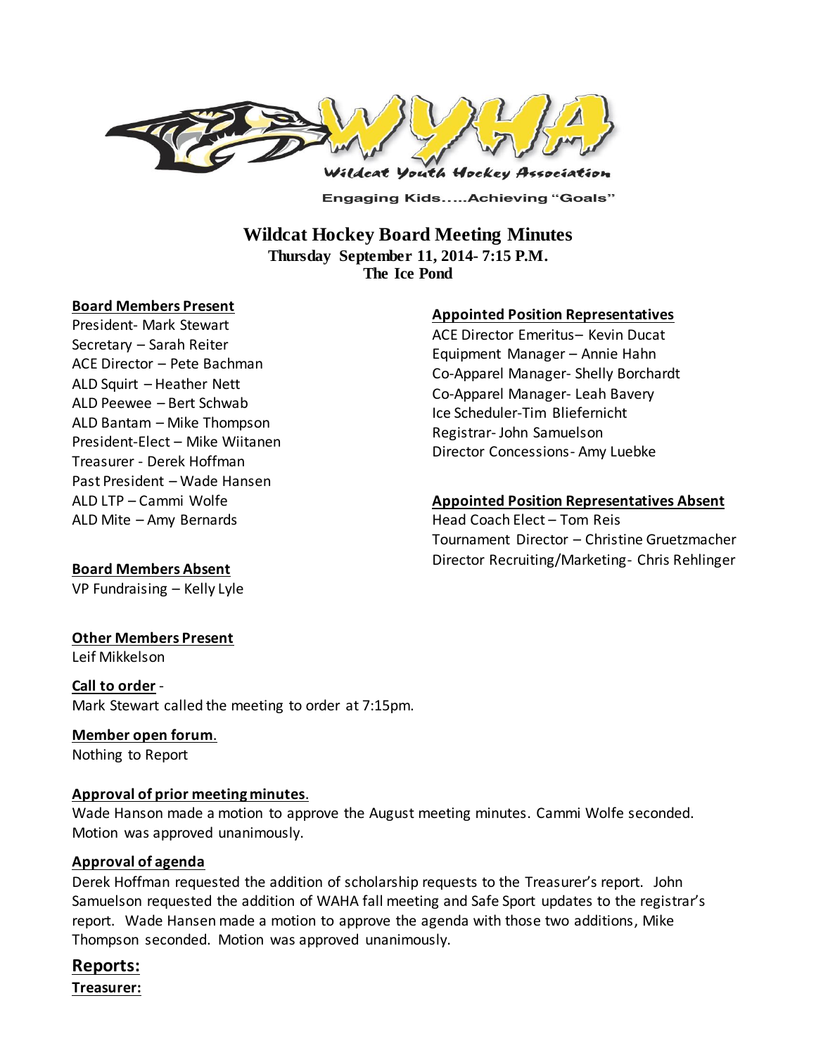Engaging Kids…..Achieving "Goals"

# Wildcat Hockey Board Meeting Minutes

**Thursday September 11, 2014- 7:15 P.M.**
**The Ice Pond**

**Board Members Present**

President- Mark Stewart
Secretary – Sarah Reiter
ACE Director – Pete Bachman
ALD Squirt – Heather Nett
ALD Peewee – Bert Schwab
ALD Bantam – Mike Thompson
President-Elect – Mike Wiitanen
Treasurer - Derek Hoffman
Past President – Wade Hansen
ALD LTP – Cammi Wolfe
ALD Mite – Amy Bernards

**Board Members Absent**

VP Fundraising – Kelly Lyle

**Appointed Position Representatives**

ACE Director Emeritus– Kevin Ducat
Equipment Manager – Annie Hahn
Co-Apparel Manager- Shelly Borchardt
Co-Apparel Manager- Leah Bavery
Ice Scheduler-Tim Bliefernicht
Registrar- John Samuelson
Director Concessions- Amy Luebke

**Appointed Position Representatives Absent**

Head Coach Elect – Tom Reis
Tournament Director – Christine Gruetzmacher
Director Recruiting/Marketing- Chris Rehlinger

**Other Members Present**

Leif Mikkelson

**Call to order** -

Mark Stewart called the meeting to order at 7:15pm.

**Member open forum**.

Nothing to Report

**Approval of prior meeting minutes**.

Wade Hanson made a motion to approve the August meeting minutes. Cammi Wolfe seconded. Motion was approved unanimously.

**Approval of agenda**

Derek Hoffman requested the addition of scholarship requests to the Treasurer's report. John Samuelson requested the addition of WAHA fall meeting and Safe Sport updates to the registrar's report. Wade Hansen made a motion to approve the agenda with those two additions, Mike Thompson seconded. Motion was approved unanimously.

## Reports:

**Treasurer:**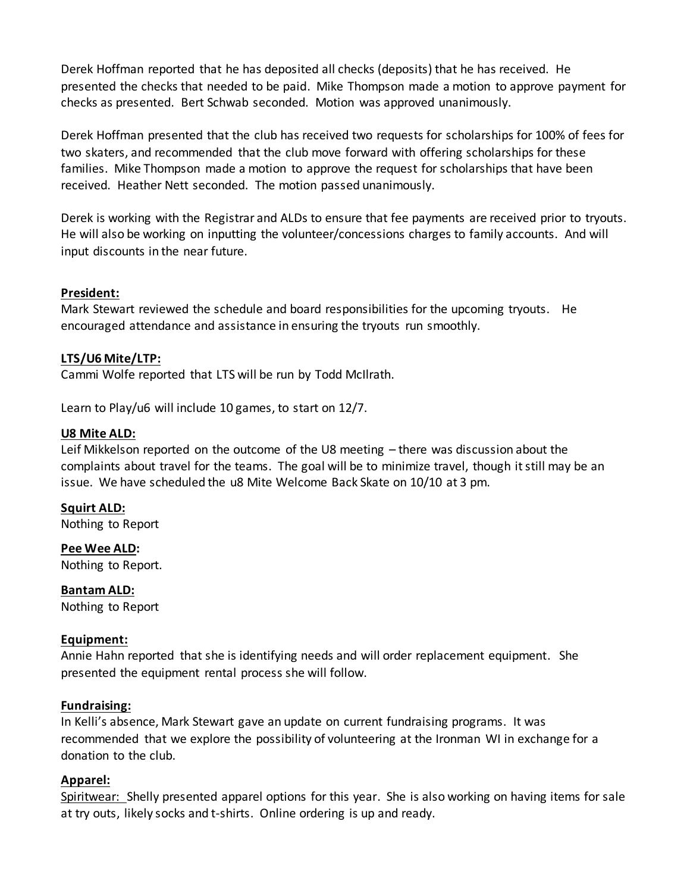Derek Hoffman reported that he has deposited all checks (deposits) that he has received. He presented the checks that needed to be paid. Mike Thompson made a motion to approve payment for checks as presented. Bert Schwab seconded. Motion was approved unanimously.

Derek Hoffman presented that the club has received two requests for scholarships for 100% of fees for two skaters, and recommended that the club move forward with offering scholarships for these families. Mike Thompson made a motion to approve the request for scholarships that have been received. Heather Nett seconded. The motion passed unanimously.

Derek is working with the Registrar and ALDs to ensure that fee payments are received prior to tryouts. He will also be working on inputting the volunteer/concessions charges to family accounts. And will input discounts in the near future.

**President:**

Mark Stewart reviewed the schedule and board responsibilities for the upcoming tryouts. He encouraged attendance and assistance in ensuring the tryouts run smoothly.

**LTS/U6 Mite/LTP:**

Cammi Wolfe reported that LTS will be run by Todd McIlrath.

Learn to Play/u6 will include 10 games, to start on 12/7.

**U8 Mite ALD:**

Leif Mikkelson reported on the outcome of the U8 meeting – there was discussion about the complaints about travel for the teams. The goal will be to minimize travel, though it still may be an issue. We have scheduled the u8 Mite Welcome Back Skate on 10/10 at 3 pm.

**Squirt ALD:**

Nothing to Report

**Pee Wee ALD:**

Nothing to Report.

**Bantam ALD:**

Nothing to Report

**Equipment:**

Annie Hahn reported that she is identifying needs and will order replacement equipment. She presented the equipment rental process she will follow.

**Fundraising:**

In Kelli's absence, Mark Stewart gave an update on current fundraising programs. It was recommended that we explore the possibility of volunteering at the Ironman WI in exchange for a donation to the club.

**Apparel:**

Spiritwear: Shelly presented apparel options for this year. She is also working on having items for sale at try outs, likely socks and t-shirts. Online ordering is up and ready.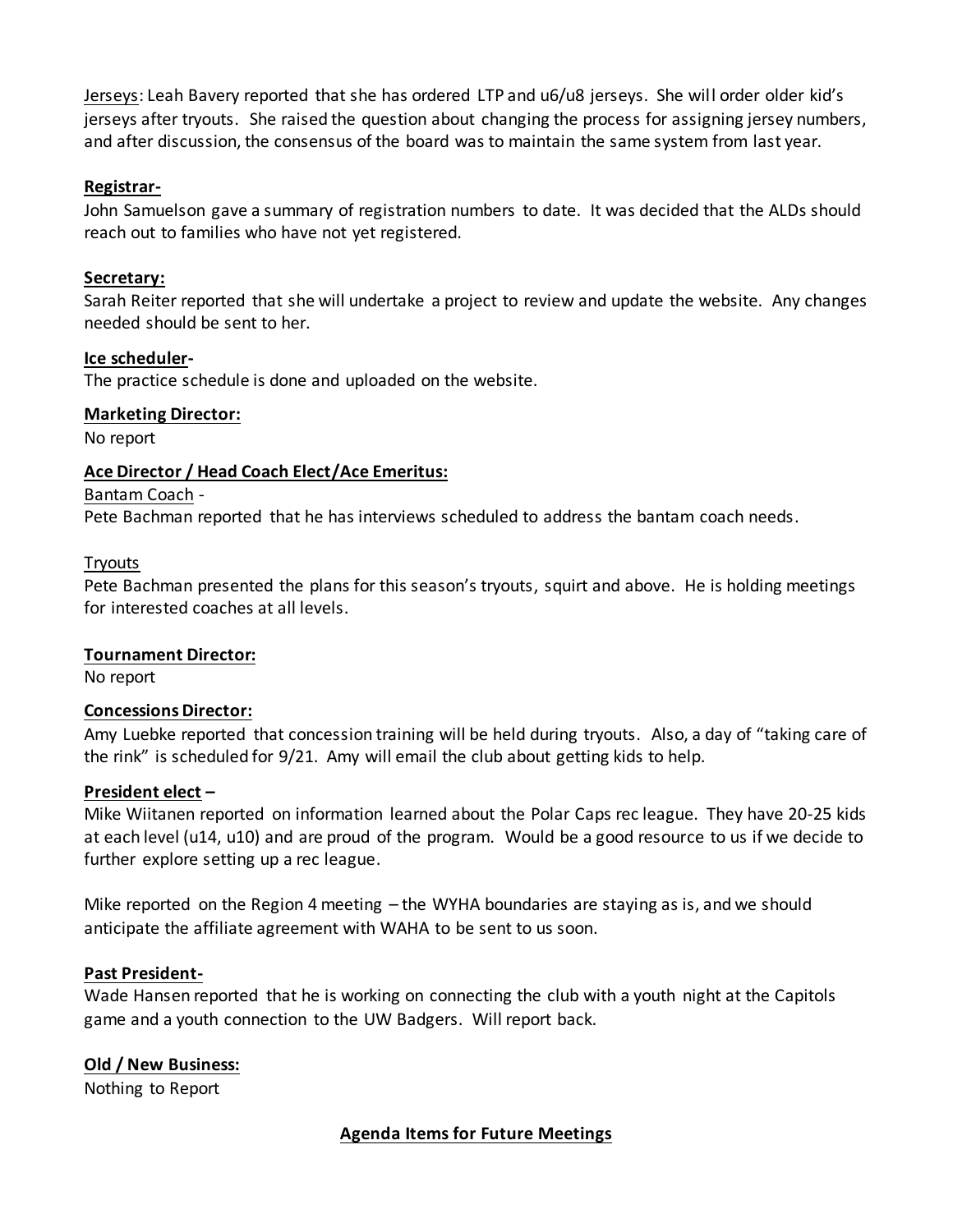Jerseys: Leah Bavery reported that she has ordered LTP and u6/u8 jerseys. She will order older kid's jerseys after tryouts. She raised the question about changing the process for assigning jersey numbers, and after discussion, the consensus of the board was to maintain the same system from last year.

**Registrar-**

John Samuelson gave a summary of registration numbers to date. It was decided that the ALDs should reach out to families who have not yet registered.

**Secretary:**

Sarah Reiter reported that she will undertake a project to review and update the website. Any changes needed should be sent to her.

**Ice scheduler-**

The practice schedule is done and uploaded on the website.

**Marketing Director:**

No report

**Ace Director / Head Coach Elect/Ace Emeritus:**

Bantam Coach -

Pete Bachman reported that he has interviews scheduled to address the bantam coach needs.

Tryouts

Pete Bachman presented the plans for this season's tryouts, squirt and above. He is holding meetings for interested coaches at all levels.

**Tournament Director:**

No report

**Concessions Director:**

Amy Luebke reported that concession training will be held during tryouts. Also, a day of "taking care of the rink" is scheduled for 9/21. Amy will email the club about getting kids to help.

**President elect –**

Mike Wiitanen reported on information learned about the Polar Caps rec league. They have 20-25 kids at each level (u14, u10) and are proud of the program. Would be a good resource to us if we decide to further explore setting up a rec league.

Mike reported on the Region 4 meeting – the WYHA boundaries are staying as is, and we should anticipate the affiliate agreement with WAHA to be sent to us soon.

**Past President-**

Wade Hansen reported that he is working on connecting the club with a youth night at the Capitols game and a youth connection to the UW Badgers. Will report back.

**Old / New Business:**

Nothing to Report

**Agenda Items for Future Meetings**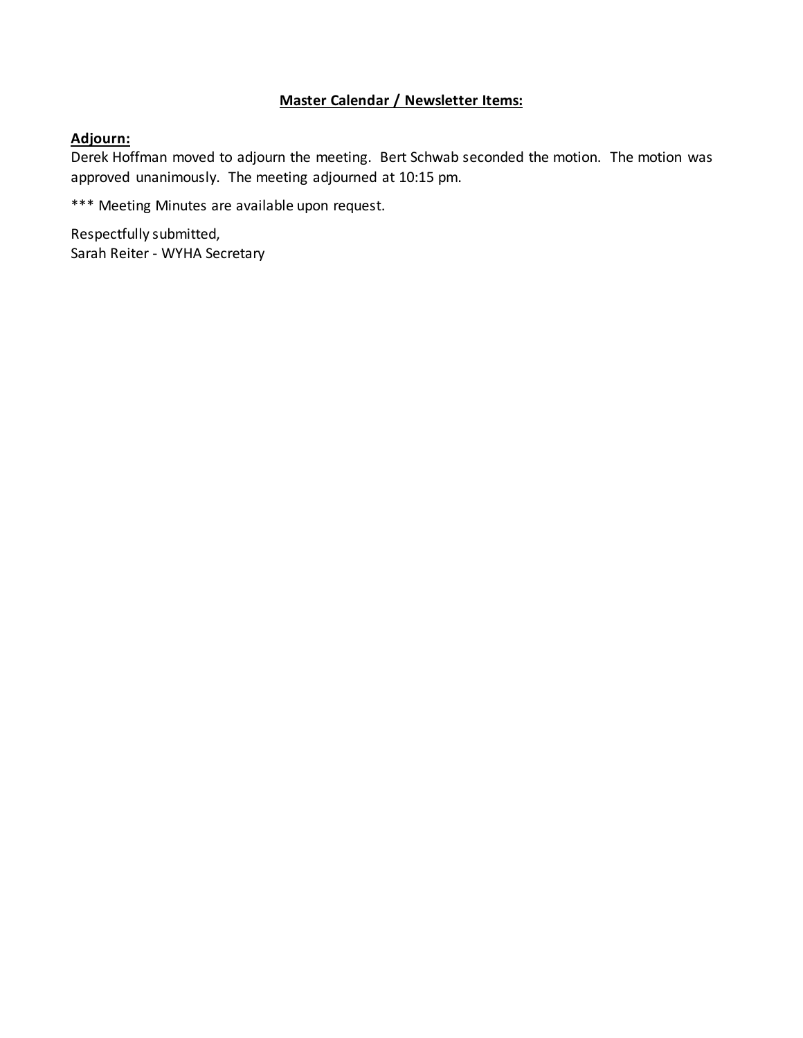**<u>Master Calendar / Newsletter Items:</u>**

**<u>Adjourn:</u>**

Derek Hoffman moved to adjourn the meeting. Bert Schwab seconded the motion. The motion was approved unanimously. The meeting adjourned at 10:15 pm.

*** Meeting Minutes are available upon request.

Respectfully submitted,
Sarah Reiter - WYHA Secretary